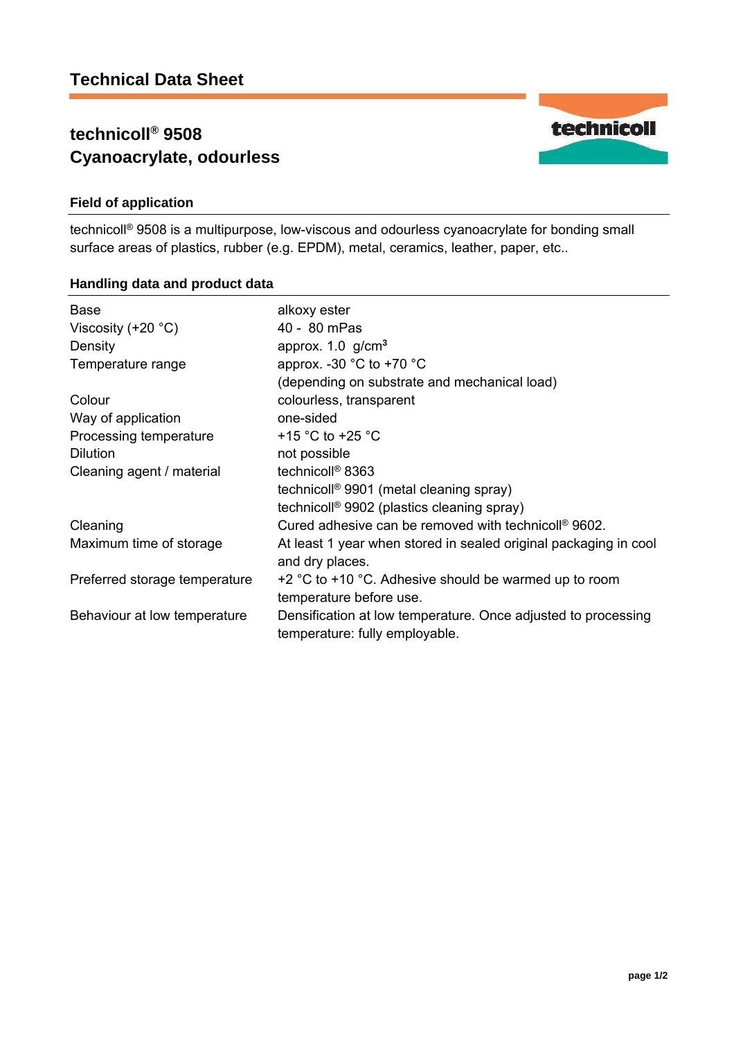# Technical Data Sheet

## technicoll® 9508
## Cyanoacrylate, odourless

### Field of application

technicoll® 9508 is a multipurpose, low-viscous and odourless cyanoacrylate for bonding small surface areas of plastics, rubber (e.g. EPDM), metal, ceramics, leather, paper, etc..

### Handling data and product data

| | |
|---|---|
| Base | alkoxy ester |
| Viscosity (+20 °C) | 40 - 80 mPas |
| Density | approx. 1.0 g/cm³ |
| Temperature range | approx. -30 °C to +70 °C (depending on substrate and mechanical load) |
| Colour | colourless, transparent |
| Way of application | one-sided |
| Processing temperature | +15 °C to +25 °C |
| Dilution | not possible |
| Cleaning agent / material | technicoll® 8363<br>technicoll® 9901 (metal cleaning spray)<br>technicoll® 9902 (plastics cleaning spray) |
| Cleaning | Cured adhesive can be removed with technicoll® 9602. |
| Maximum time of storage | At least 1 year when stored in sealed original packaging in cool and dry places. |
| Preferred storage temperature | +2 °C to +10 °C. Adhesive should be warmed up to room temperature before use. |
| Behaviour at low temperature | Densification at low temperature. Once adjusted to processing temperature: fully employable. |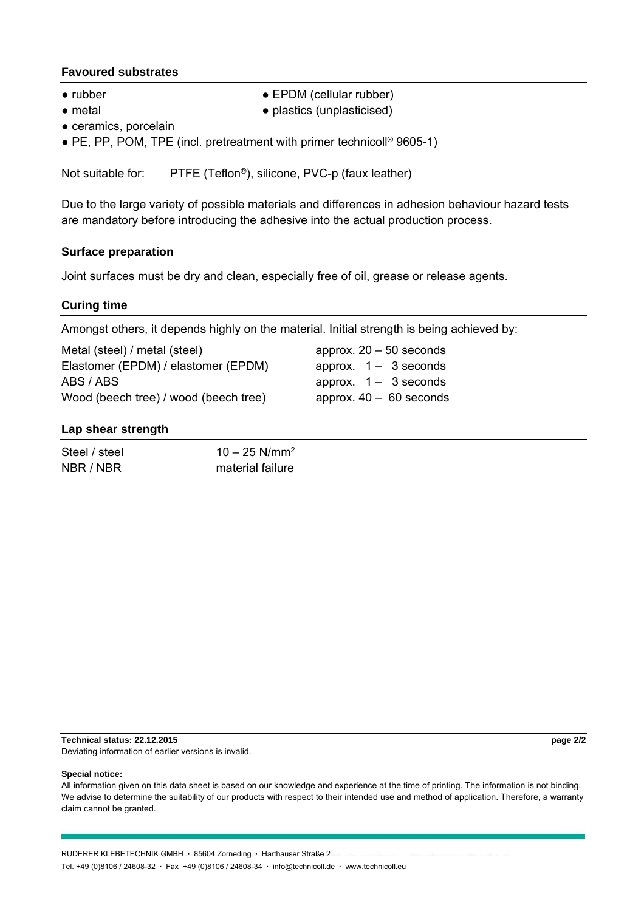## Favoured substrates

- rubber
- EPDM (cellular rubber)
- metal
- plastics (unplasticised)
- ceramics, porcelain
- PE, PP, POM, TPE (incl. pretreatment with primer technicoll® 9605-1)

Not suitable for: PTFE (Teflon®), silicone, PVC-p (faux leather)

Due to the large variety of possible materials and differences in adhesion behaviour hazard tests are mandatory before introducing the adhesive into the actual production process.

## Surface preparation

Joint surfaces must be dry and clean, especially free of oil, grease or release agents.

## Curing time

Amongst others, it depends highly on the material. Initial strength is being achieved by:

| | |
|---|---|
| Metal (steel) / metal (steel) | approx. 20 – 50 seconds |
| Elastomer (EPDM) / elastomer (EPDM) | approx. 1 – 3 seconds |
| ABS / ABS | approx. 1 – 3 seconds |
| Wood (beech tree) / wood (beech tree) | approx. 40 – 60 seconds |

## Lap shear strength

| | |
|---|---|
| Steel / steel | 10 – 25 N/mm² |
| NBR / NBR | material failure |

**Technical status: 22.12.2015**
Deviating information of earlier versions is invalid.

**Special notice:**
All information given on this data sheet is based on our knowledge and experience at the time of printing. The information is not binding. We advise to determine the suitability of our products with respect to their intended use and method of application. Therefore, a warranty claim cannot be granted.

RUDERER KLEBETECHNIK GMBH · 85604 Zorneding · Harthauser Straße 2
Tel. +49 (0)8106 / 24608-32 · Fax +49 (0)8106 / 24608-34 · info@technicoll.de · www.technicoll.eu